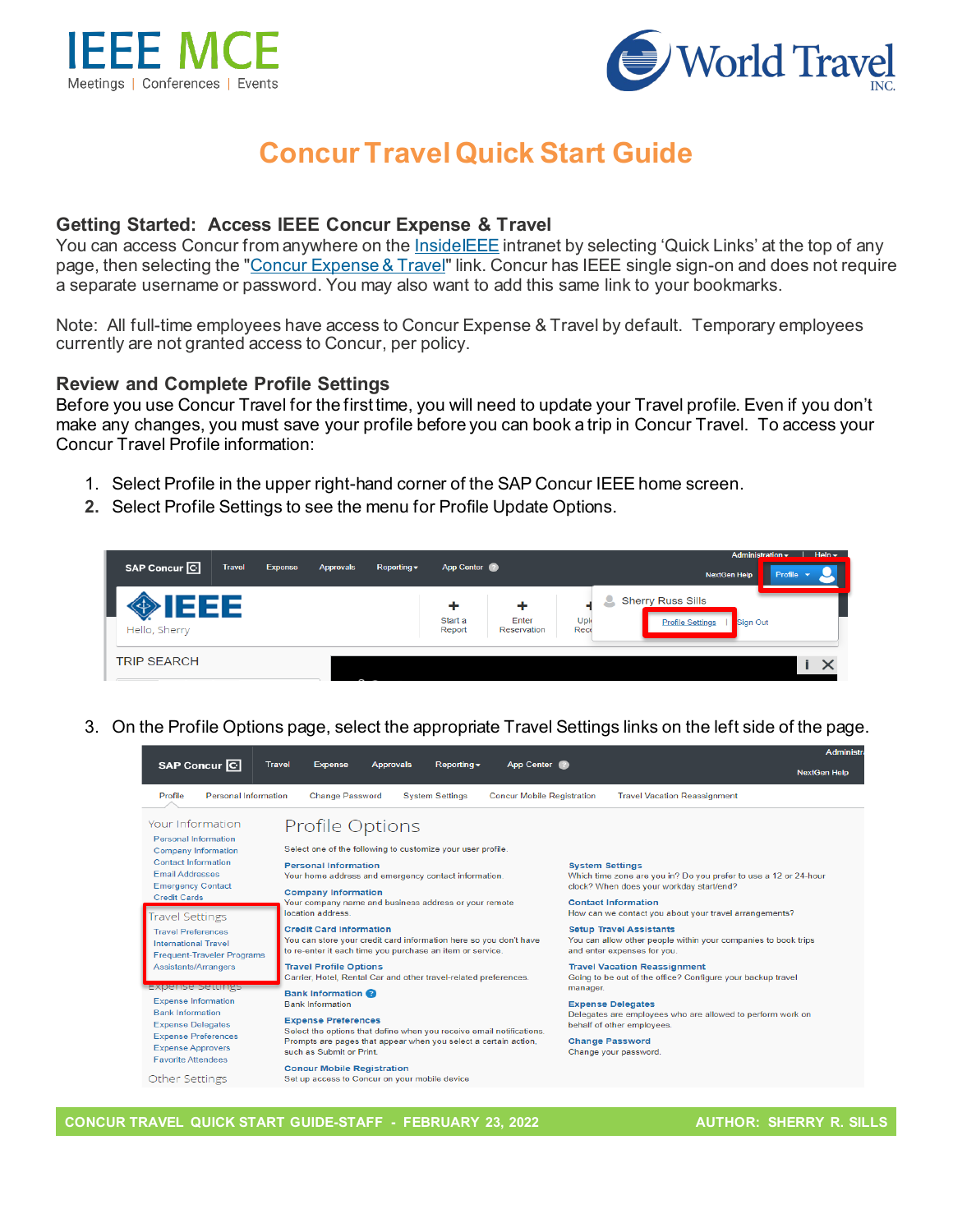# Concur Travel Quick Start Guide

## Getting Started: Access IEEE Concur Expense & Travel

You can access Concur from anywhere on the InsideIEEE intranet by selecting 'Quick Links' at the top of any page, then selecting the "Concur Expense & Travel" link. Concur has IEEE single sign-on and does not require a separate username or password. You may also want to add this same link to your bookmarks.

Note: All full-time employees have access to Concur Expense & Travel by default. Temporary employees currently are not granted access to Concur, per policy.

## Review and Complete Profile Settings

Before you use Concur Travel for the first time, you will need to update your Travel profile. Even if you don't make any changes, you must save your profile before you can book a trip in Concur Travel. To access your Concur Travel Profile information:

1. Select Profile in the upper right-hand corner of the SAP Concur IEEE home screen.
2. Select Profile Settings to see the menu for Profile Update Options.
3. On the Profile Options page, select the appropriate Travel Settings links on the left side of the page.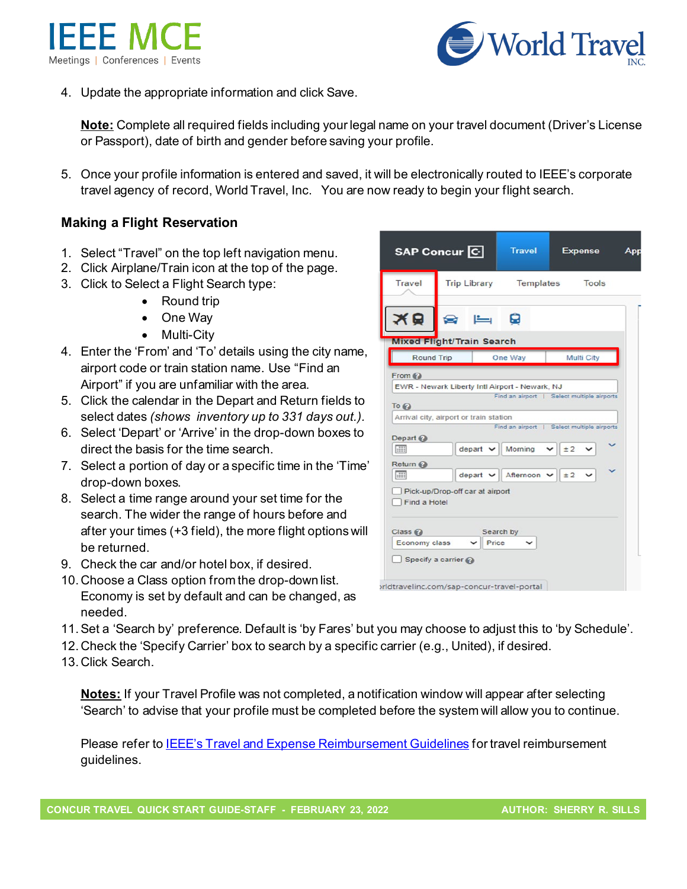4. Update the appropriate information and click Save.

   **Note:** Complete all required fields including your legal name on your travel document (Driver's License or Passport), date of birth and gender before saving your profile.

5. Once your profile information is entered and saved, it will be electronically routed to IEEE's corporate travel agency of record, World Travel, Inc. You are now ready to begin your flight search.

### Making a Flight Reservation

1. Select "Travel" on the top left navigation menu.
2. Click Airplane/Train icon at the top of the page.
3. Click to Select a Flight Search type:
   - Round trip
   - One Way
   - Multi-City
4. Enter the 'From' and 'To' details using the city name, airport code or train station name. Use "Find an Airport" if you are unfamiliar with the area.
5. Click the calendar in the Depart and Return fields to select dates *(shows inventory up to 331 days out.)*.
6. Select 'Depart' or 'Arrive' in the drop-down boxes to direct the basis for the time search.
7. Select a portion of day or a specific time in the 'Time' drop-down boxes.
8. Select a time range around your set time for the search. The wider the range of hours before and after your times (+3 field), the more flight options will be returned.
9. Check the car and/or hotel box, if desired.
10. Choose a Class option from the drop-down list. Economy is set by default and can be changed, as needed.
11. Set a 'Search by' preference. Default is 'by Fares' but you may choose to adjust this to 'by Schedule'.
12. Check the 'Specify Carrier' box to search by a specific carrier (e.g., United), if desired.
13. Click Search.

    **Notes:** If your Travel Profile was not completed, a notification window will appear after selecting 'Search' to advise that your profile must be completed before the system will allow you to continue.

    Please refer to [IEEE's Travel and Expense Reimbursement Guidelines]() for travel reimbursement guidelines.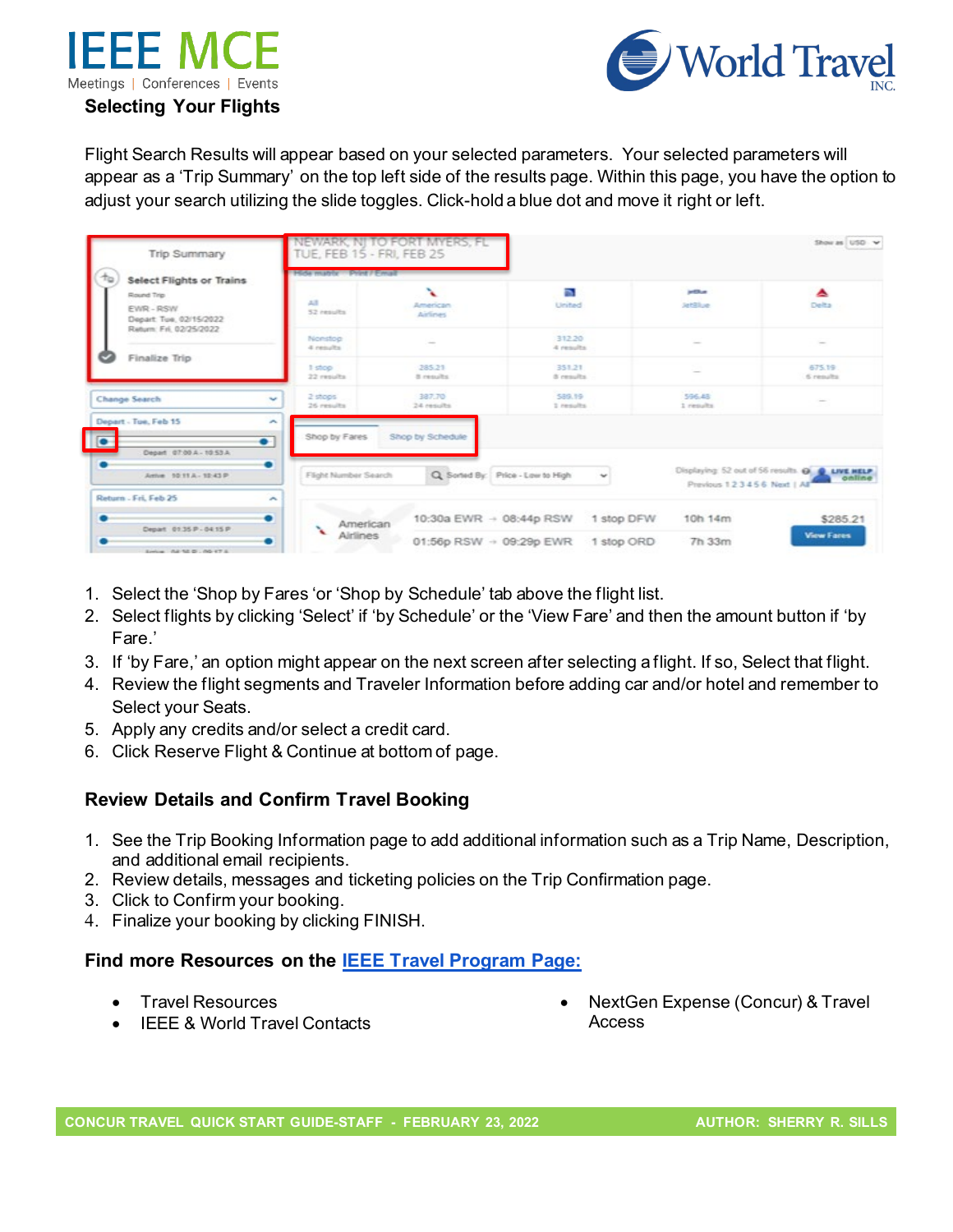## Selecting Your Flights

Flight Search Results will appear based on your selected parameters. Your selected parameters will appear as a 'Trip Summary' on the top left side of the results page. Within this page, you have the option to adjust your search utilizing the slide toggles. Click-hold a blue dot and move it right or left.

1. Select the 'Shop by Fares 'or 'Shop by Schedule' tab above the flight list.
2. Select flights by clicking 'Select' if 'by Schedule' or the 'View Fare' and then the amount button if 'by Fare.'
3. If 'by Fare,' an option might appear on the next screen after selecting a flight. If so, Select that flight.
4. Review the flight segments and Traveler Information before adding car and/or hotel and remember to Select your Seats.
5. Apply any credits and/or select a credit card.
6. Click Reserve Flight & Continue at bottom of page.

## Review Details and Confirm Travel Booking

1. See the Trip Booking Information page to add additional information such as a Trip Name, Description, and additional email recipients.
2. Review details, messages and ticketing policies on the Trip Confirmation page.
3. Click to Confirm your booking.
4. Finalize your booking by clicking FINISH.

## Find more Resources on the IEEE Travel Program Page:

- Travel Resources
- IEEE & World Travel Contacts
- NextGen Expense (Concur) & Travel Access